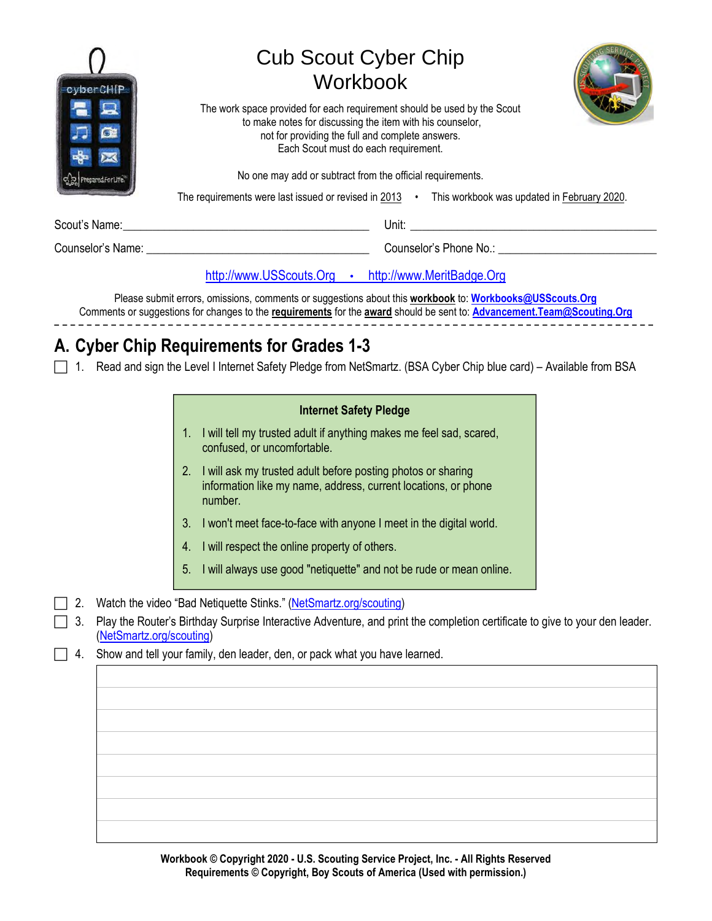# Cub Scout Cyber Chip Workbook

The work space provided for each requirement should be used by the Scout to make notes for discussing the item with his counselor, not for providing the full and complete answers. Each Scout must do each requirement.

No one may add or subtract from the official requirements.

The requirements were last issued or revised in 2013 • This workbook was updated in February 2020.

Scout's Name: ________________________________ Unit: ________________________________

Counselor's Name: ________________________________ Counselor's Phone No.: ________________________________

http://www.USScouts.Org • http://www.MeritBadge.Org

Please submit errors, omissions, comments or suggestions about this **workbook** to: **Workbooks@USScouts.Org**
Comments or suggestions for changes to the **requirements** for the **award** should be sent to: **Advancement.Team@Scouting.Org**

---

## A. Cyber Chip Requirements for Grades 1-3

☐ 1. Read and sign the Level I Internet Safety Pledge from NetSmartz. (BSA Cyber Chip blue card) – Available from BSA

**Internet Safety Pledge**

1. I will tell my trusted adult if anything makes me feel sad, scared, confused, or uncomfortable.
2. I will ask my trusted adult before posting photos or sharing information like my name, address, current locations, or phone number.
3. I won't meet face-to-face with anyone I meet in the digital world.
4. I will respect the online property of others.
5. I will always use good "netiquette" and not be rude or mean online.

☐ 2. Watch the video "Bad Netiquette Stinks." (NetSmartz.org/scouting)

☐ 3. Play the Router's Birthday Surprise Interactive Adventure, and print the completion certificate to give to your den leader. (NetSmartz.org/scouting)

☐ 4. Show and tell your family, den leader, den, or pack what you have learned.

Workbook © Copyright 2020 - U.S. Scouting Service Project, Inc. - All Rights Reserved
Requirements © Copyright, Boy Scouts of America (Used with permission.)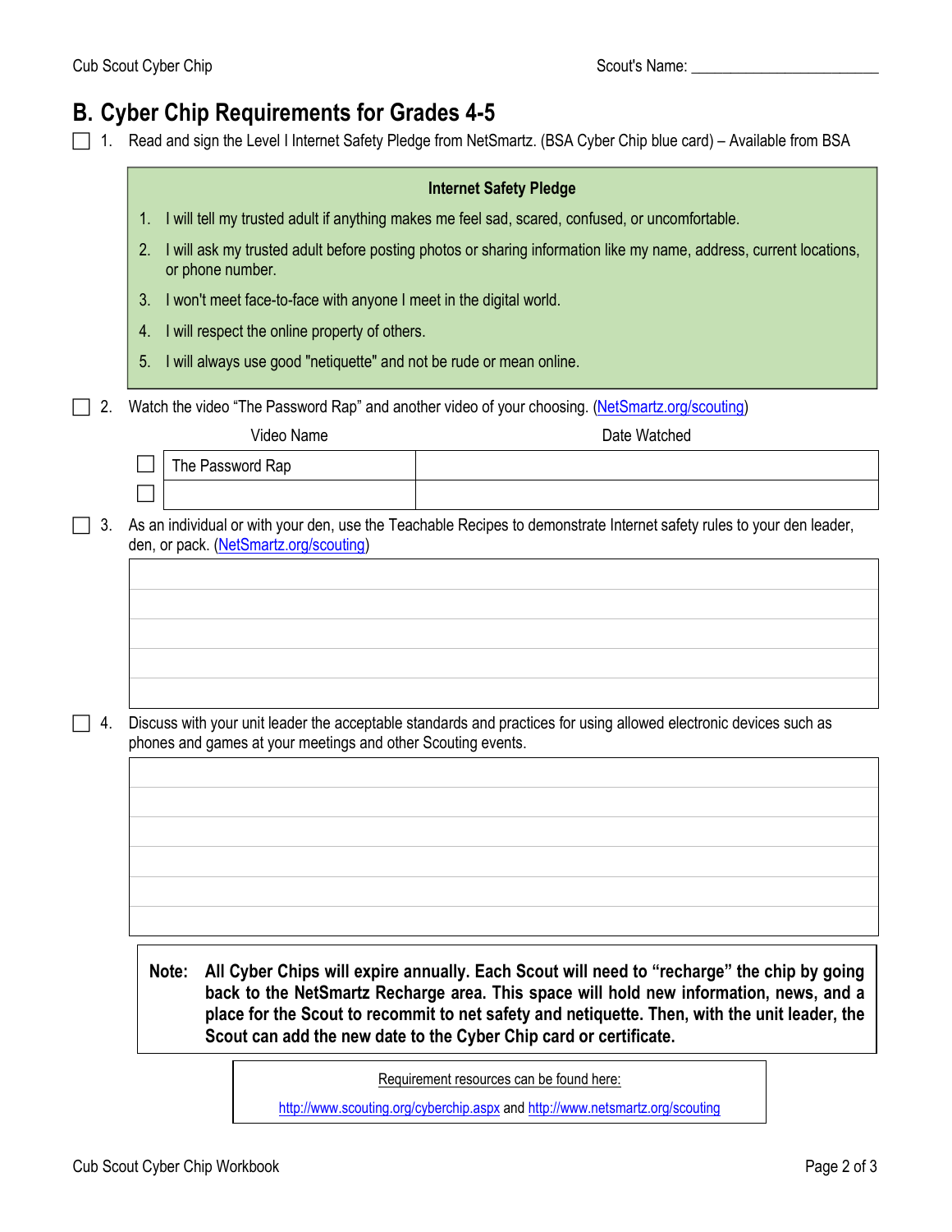Scout's Name: ________________________

## B. Cyber Chip Requirements for Grades 4-5

☐ 1. Read and sign the Level I Internet Safety Pledge from NetSmartz. (BSA Cyber Chip blue card) – Available from BSA

> **Internet Safety Pledge**
>
> 1. I will tell my trusted adult if anything makes me feel sad, scared, confused, or uncomfortable.
> 2. I will ask my trusted adult before posting photos or sharing information like my name, address, current locations, or phone number.
> 3. I won't meet face-to-face with anyone I meet in the digital world.
> 4. I will respect the online property of others.
> 5. I will always use good "netiquette" and not be rude or mean online.

☐ 2. Watch the video "The Password Rap" and another video of your choosing. (NetSmartz.org/scouting)

| | Video Name | Date Watched |
|---|---|---|
| ☐ | The Password Rap | |
| ☐ | | |

☐ 3. As an individual or with your den, use the Teachable Recipes to demonstrate Internet safety rules to your den leader, den, or pack. (NetSmartz.org/scouting)

☐ 4. Discuss with your unit leader the acceptable standards and practices for using allowed electronic devices such as phones and games at your meetings and other Scouting events.

**Note: All Cyber Chips will expire annually. Each Scout will need to "recharge" the chip by going back to the NetSmartz Recharge area. This space will hold new information, news, and a place for the Scout to recommit to net safety and netiquette. Then, with the unit leader, the Scout can add the new date to the Cyber Chip card or certificate.**

Requirement resources can be found here:

http://www.scouting.org/cyberchip.aspx and http://www.netsmartz.org/scouting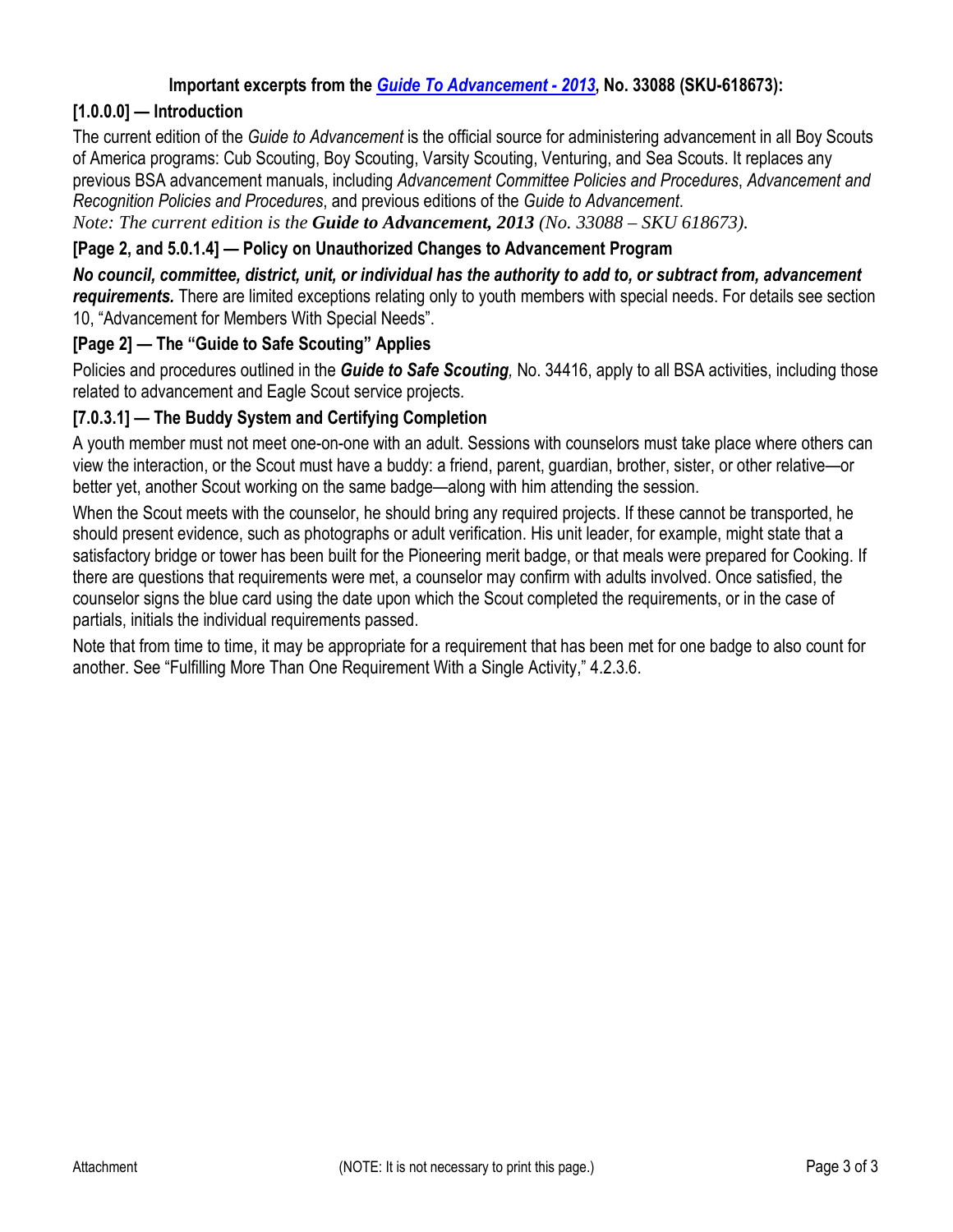**Important excerpts from the *Guide To Advancement - 2013*, No. 33088 (SKU-618673):**

## [1.0.0.0] — Introduction

The current edition of the *Guide to Advancement* is the official source for administering advancement in all Boy Scouts of America programs: Cub Scouting, Boy Scouting, Varsity Scouting, Venturing, and Sea Scouts. It replaces any previous BSA advancement manuals, including *Advancement Committee Policies and Procedures*, *Advancement and Recognition Policies and Procedures*, and previous editions of the *Guide to Advancement*.

*Note: The current edition is the **Guide to Advancement, 2013** (No. 33088 – SKU 618673).*

## [Page 2, and 5.0.1.4] — Policy on Unauthorized Changes to Advancement Program

***No council, committee, district, unit, or individual has the authority to add to, or subtract from, advancement requirements.*** There are limited exceptions relating only to youth members with special needs. For details see section 10, "Advancement for Members With Special Needs".

## [Page 2] — The "Guide to Safe Scouting" Applies

Policies and procedures outlined in the ***Guide to Safe Scouting***, No. 34416, apply to all BSA activities, including those related to advancement and Eagle Scout service projects.

## [7.0.3.1] — The Buddy System and Certifying Completion

A youth member must not meet one-on-one with an adult. Sessions with counselors must take place where others can view the interaction, or the Scout must have a buddy: a friend, parent, guardian, brother, sister, or other relative—or better yet, another Scout working on the same badge—along with him attending the session.

When the Scout meets with the counselor, he should bring any required projects. If these cannot be transported, he should present evidence, such as photographs or adult verification. His unit leader, for example, might state that a satisfactory bridge or tower has been built for the Pioneering merit badge, or that meals were prepared for Cooking. If there are questions that requirements were met, a counselor may confirm with adults involved. Once satisfied, the counselor signs the blue card using the date upon which the Scout completed the requirements, or in the case of partials, initials the individual requirements passed.

Note that from time to time, it may be appropriate for a requirement that has been met for one badge to also count for another. See "Fulfilling More Than One Requirement With a Single Activity," 4.2.3.6.

Attachment (NOTE: It is not necessary to print this page.)